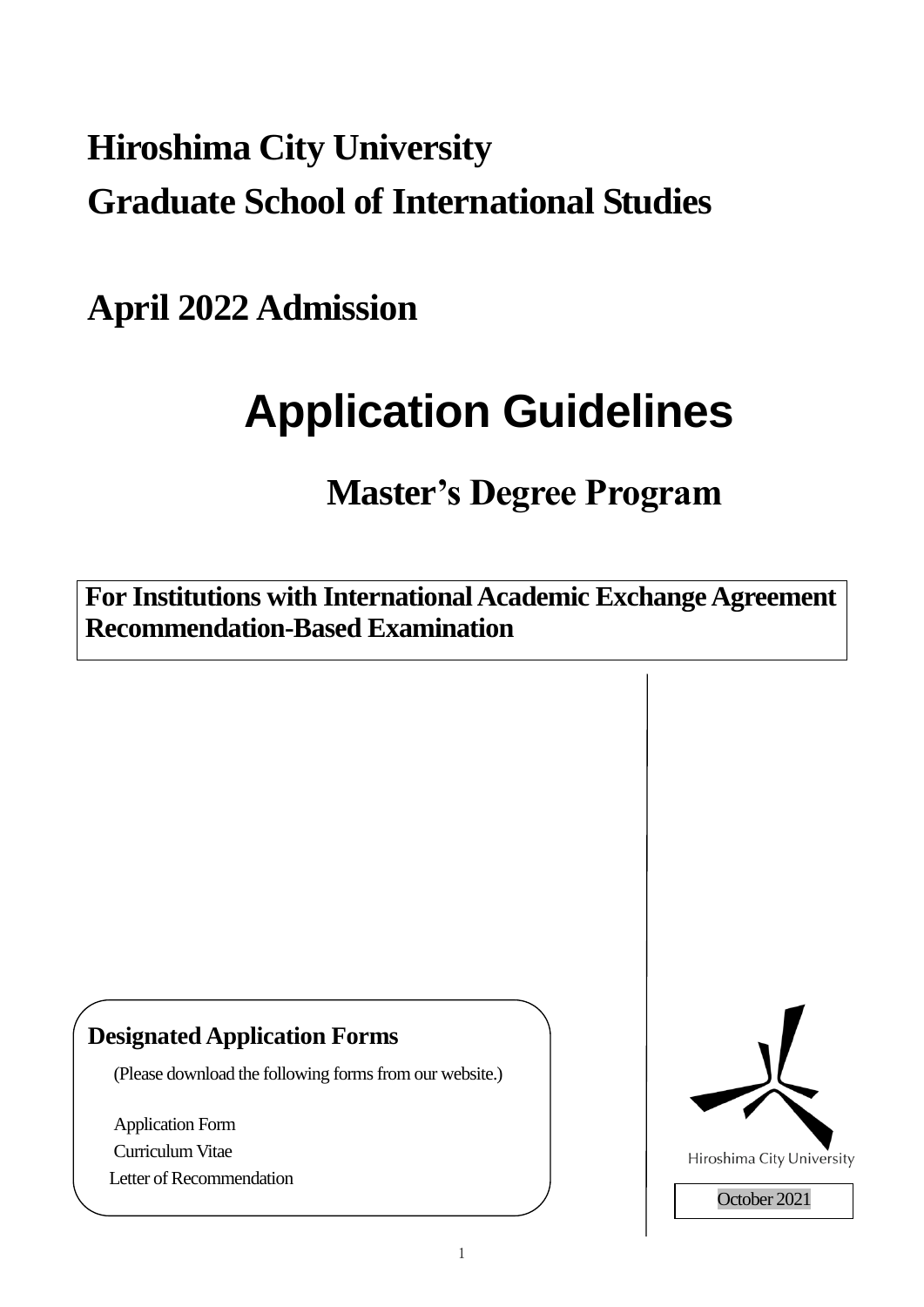# Hiroshima City University

# Graduate School of International Studies

## April 2022 Admission

# Application Guidelines

## Master's Degree Program

**For Institutions with International Academic Exchange Agreement**
**Recommendation-Based Examination**

**Designated Application Forms**

(Please download the following forms from our website.)

Application Form
Curriculum Vitae
Letter of Recommendation

Hiroshima City University

October 2021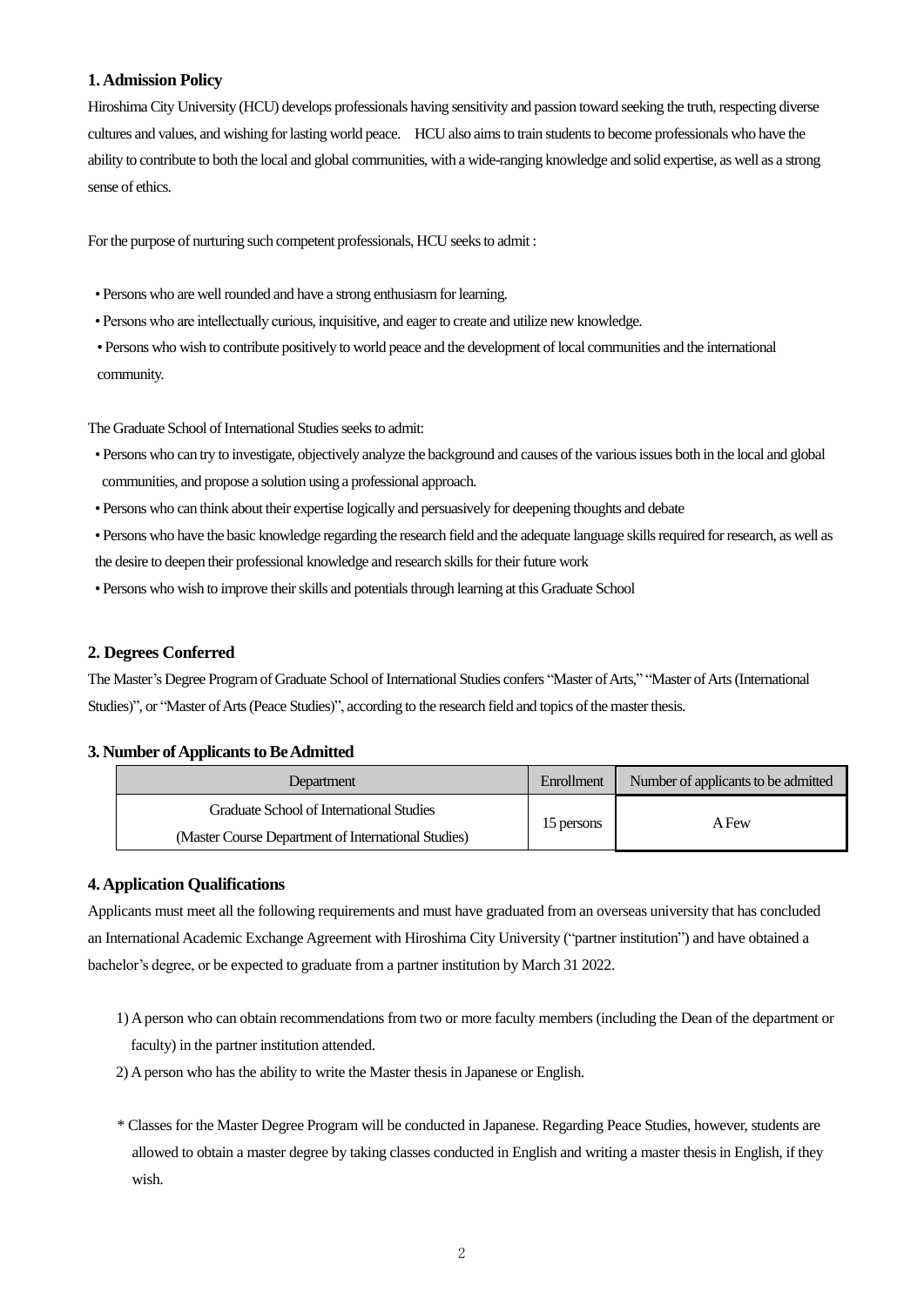## 1. Admission Policy

Hiroshima City University (HCU) develops professionals having sensitivity and passion toward seeking the truth, respecting diverse cultures and values, and wishing for lasting world peace.　HCU also aims to train students to become professionals who have the ability to contribute to both the local and global communities, with a wide-ranging knowledge and solid expertise, as well as a strong sense of ethics.

For the purpose of nurturing such competent professionals, HCU seeks to admit :

- Persons who are well rounded and have a strong enthusiasm for learning.
- Persons who are intellectually curious, inquisitive, and eager to create and utilize new knowledge.
- Persons who wish to contribute positively to world peace and the development of local communities and the international community.

The Graduate School of International Studies seeks to admit:

- Persons who can try to investigate, objectively analyze the background and causes of the various issues both in the local and global communities, and propose a solution using a professional approach.
- Persons who can think about their expertise logically and persuasively for deepening thoughts and debate
- Persons who have the basic knowledge regarding the research field and the adequate language skills required for research, as well as the desire to deepen their professional knowledge and research skills for their future work
- Persons who wish to improve their skills and potentials through learning at this Graduate School

## 2. Degrees Conferred

The Master's Degree Program of Graduate School of International Studies confers "Master of Arts," "Master of Arts (International Studies)", or "Master of Arts (Peace Studies)", according to the research field and topics of the master thesis.

## 3. Number of Applicants to Be Admitted

| Department | Enrollment | Number of applicants to be admitted |
|---|---|---|
| Graduate School of International Studies (Master Course Department of International Studies) | 15 persons | A Few |

## 4. Application Qualifications

Applicants must meet all the following requirements and must have graduated from an overseas university that has concluded an International Academic Exchange Agreement with Hiroshima City University ("partner institution") and have obtained a bachelor's degree, or be expected to graduate from a partner institution by March 31 2022.

1) A person who can obtain recommendations from two or more faculty members (including the Dean of the department or faculty) in the partner institution attended.
2) A person who has the ability to write the Master thesis in Japanese or English.

\* Classes for the Master Degree Program will be conducted in Japanese. Regarding Peace Studies, however, students are allowed to obtain a master degree by taking classes conducted in English and writing a master thesis in English, if they wish.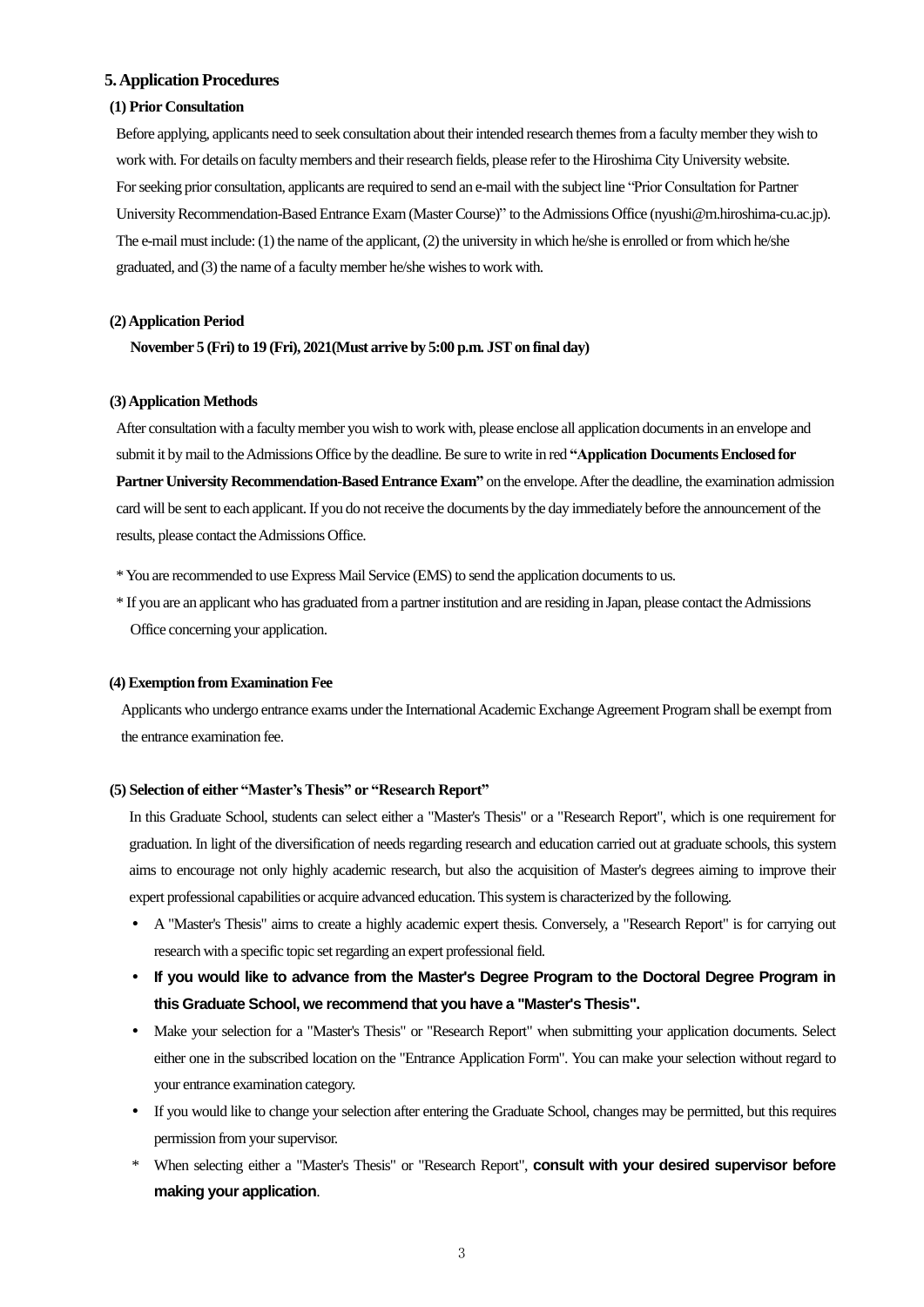## 5. Application Procedures

### (1) Prior Consultation

Before applying, applicants need to seek consultation about their intended research themes from a faculty member they wish to work with. For details on faculty members and their research fields, please refer to the Hiroshima City University website.
For seeking prior consultation, applicants are required to send an e-mail with the subject line "Prior Consultation for Partner University Recommendation-Based Entrance Exam (Master Course)" to the Admissions Office (nyushi@m.hiroshima-cu.ac.jp). The e-mail must include: (1) the name of the applicant, (2) the university in which he/she is enrolled or from which he/she graduated, and (3) the name of a faculty member he/she wishes to work with.

### (2) Application Period

**November 5 (Fri) to 19 (Fri), 2021(Must arrive by 5:00 p.m. JST on final day)**

### (3) Application Methods

After consultation with a faculty member you wish to work with, please enclose all application documents in an envelope and submit it by mail to the Admissions Office by the deadline. Be sure to write in red **"Application Documents Enclosed for Partner University Recommendation-Based Entrance Exam"** on the envelope. After the deadline, the examination admission card will be sent to each applicant. If you do not receive the documents by the day immediately before the announcement of the results, please contact the Admissions Office.

\* You are recommended to use Express Mail Service (EMS) to send the application documents to us.

\* If you are an applicant who has graduated from a partner institution and are residing in Japan, please contact the Admissions Office concerning your application.

### (4) Exemption from Examination Fee

Applicants who undergo entrance exams under the International Academic Exchange Agreement Program shall be exempt from the entrance examination fee.

### (5) Selection of either "Master's Thesis" or "Research Report"

In this Graduate School, students can select either a "Master's Thesis" or a "Research Report", which is one requirement for graduation. In light of the diversification of needs regarding research and education carried out at graduate schools, this system aims to encourage not only highly academic research, but also the acquisition of Master's degrees aiming to improve their expert professional capabilities or acquire advanced education. This system is characterized by the following.

- A "Master's Thesis" aims to create a highly academic expert thesis. Conversely, a "Research Report" is for carrying out research with a specific topic set regarding an expert professional field.
- **If you would like to advance from the Master's Degree Program to the Doctoral Degree Program in this Graduate School, we recommend that you have a "Master's Thesis".**
- Make your selection for a "Master's Thesis" or "Research Report" when submitting your application documents. Select either one in the subscribed location on the "Entrance Application Form". You can make your selection without regard to your entrance examination category.
- If you would like to change your selection after entering the Graduate School, changes may be permitted, but this requires permission from your supervisor.

\* When selecting either a "Master's Thesis" or "Research Report", **consult with your desired supervisor before making your application**.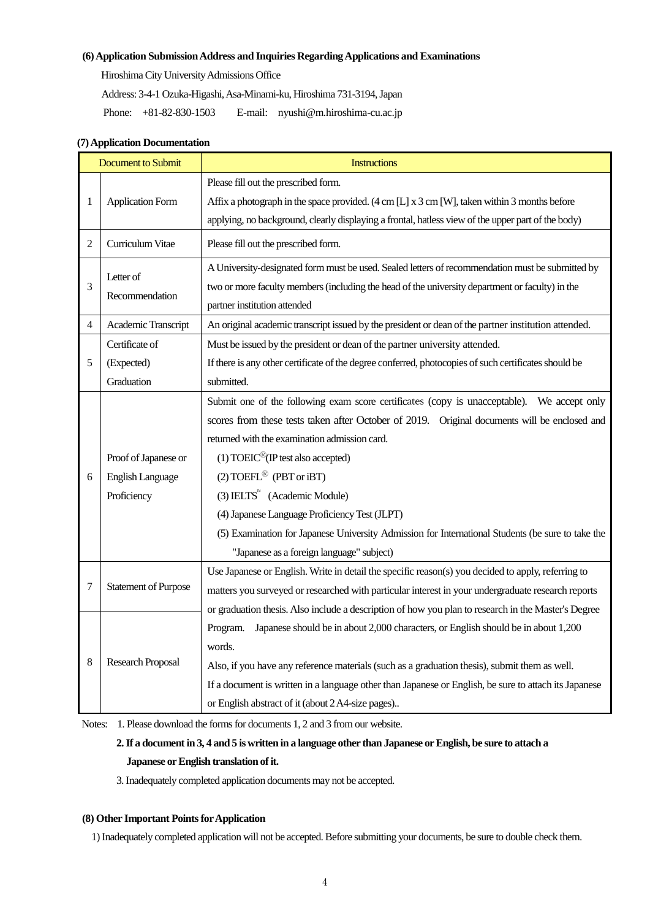### (6) Application Submission Address and Inquiries Regarding Applications and Examinations

Hiroshima City University Admissions Office

Address: 3-4-1 Ozuka-Higashi, Asa-Minami-ku, Hiroshima 731-3194, Japan

Phone: +81-82-830-1503 E-mail: nyushi@m.hiroshima-cu.ac.jp

### (7) Application Documentation

| | Document to Submit | Instructions |
|---|---|---|
| 1 | Application Form | Please fill out the prescribed form.<br>Affix a photograph in the space provided. (4 cm [L] x 3 cm [W], taken within 3 months before applying, no background, clearly displaying a frontal, hatless view of the upper part of the body) |
| 2 | Curriculum Vitae | Please fill out the prescribed form. |
| 3 | Letter of Recommendation | A University-designated form must be used. Sealed letters of recommendation must be submitted by two or more faculty members (including the head of the university department or faculty) in the partner institution attended |
| 4 | Academic Transcript | An original academic transcript issued by the president or dean of the partner institution attended. |
| 5 | Certificate of (Expected) Graduation | Must be issued by the president or dean of the partner university attended.<br>If there is any other certificate of the degree conferred, photocopies of such certificates should be submitted. |
| 6 | Proof of Japanese or English Language Proficiency | Submit one of the following exam score certificates (copy is unacceptable). We accept only scores from these tests taken after October of 2019. Original documents will be enclosed and returned with the examination admission card.<br>(1) TOEIC® (IP test also accepted)<br>(2) TOEFL® (PBT or iBT)<br>(3) IELTS™ (Academic Module)<br>(4) Japanese Language Proficiency Test (JLPT)<br>(5) Examination for Japanese University Admission for International Students (be sure to take the "Japanese as a foreign language" subject) |
| 7 | Statement of Purpose | Use Japanese or English. Write in detail the specific reason(s) you decided to apply, referring to matters you surveyed or researched with particular interest in your undergraduate research reports or graduation thesis. Also include a description of how you plan to research in the Master's Degree Program. Japanese should be in about 2,000 characters, or English should be in about 1,200 words.<br>Also, if you have any reference materials (such as a graduation thesis), submit them as well.<br>If a document is written in a language other than Japanese or English, be sure to attach its Japanese or English abstract of it (about 2 A4-size pages).. |
| 8 | Research Proposal | |

Notes: 1. Please download the forms for documents 1, 2 and 3 from our website.

**2. If a document in 3, 4 and 5 is written in a language other than Japanese or English, be sure to attach a Japanese or English translation of it.**

3. Inadequately completed application documents may not be accepted.

### (8) Other Important Points for Application

1) Inadequately completed application will not be accepted. Before submitting your documents, be sure to double check them.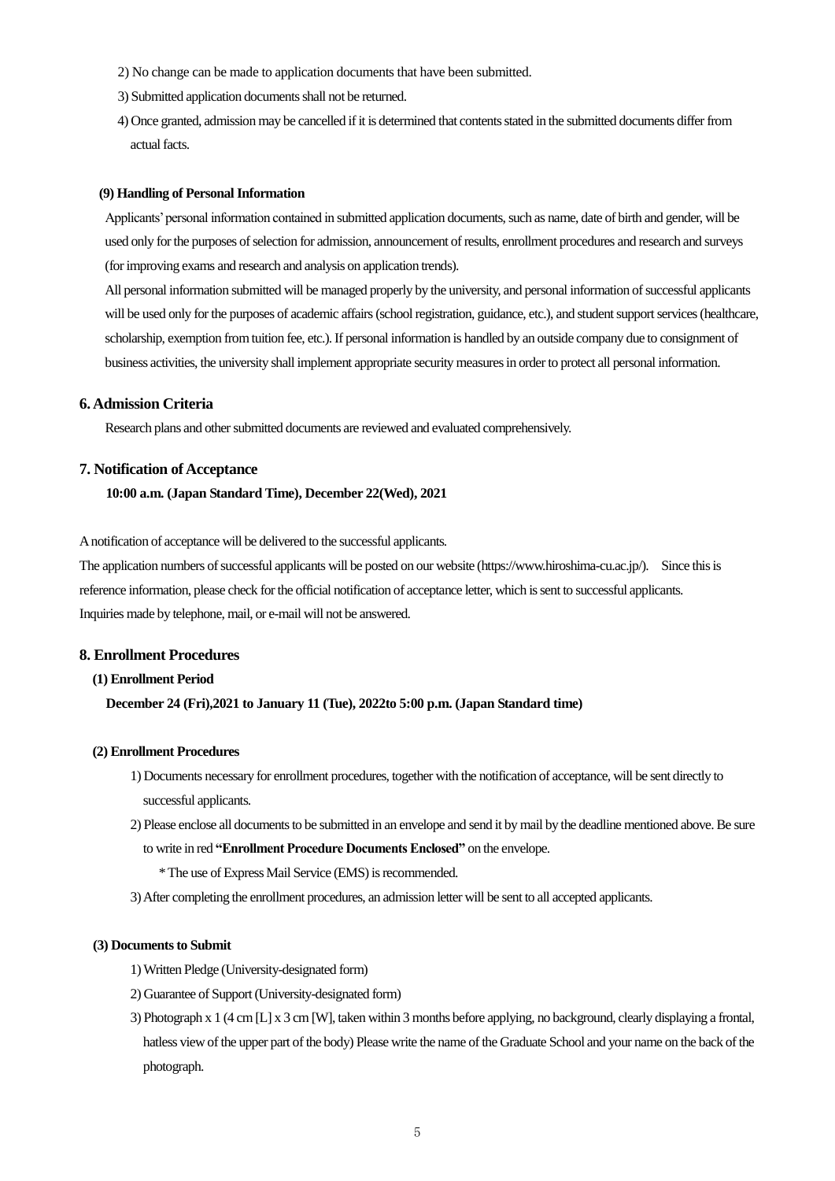2) No change can be made to application documents that have been submitted.

3) Submitted application documents shall not be returned.

4) Once granted, admission may be cancelled if it is determined that contents stated in the submitted documents differ from actual facts.

**(9) Handling of Personal Information**

Applicants' personal information contained in submitted application documents, such as name, date of birth and gender, will be used only for the purposes of selection for admission, announcement of results, enrollment procedures and research and surveys (for improving exams and research and analysis on application trends).

All personal information submitted will be managed properly by the university, and personal information of successful applicants will be used only for the purposes of academic affairs (school registration, guidance, etc.), and student support services (healthcare, scholarship, exemption from tuition fee, etc.). If personal information is handled by an outside company due to consignment of business activities, the university shall implement appropriate security measures in order to protect all personal information.

## 6. Admission Criteria

Research plans and other submitted documents are reviewed and evaluated comprehensively.

## 7. Notification of Acceptance

**10:00 a.m. (Japan Standard Time), December 22(Wed), 2021**

A notification of acceptance will be delivered to the successful applicants.

The application numbers of successful applicants will be posted on our website (https://www.hiroshima-cu.ac.jp/). Since this is reference information, please check for the official notification of acceptance letter, which is sent to successful applicants.

Inquiries made by telephone, mail, or e-mail will not be answered.

## 8. Enrollment Procedures

**(1) Enrollment Period**

**December 24 (Fri),2021 to January 11 (Tue), 2022to 5:00 p.m. (Japan Standard time)**

**(2) Enrollment Procedures**

1) Documents necessary for enrollment procedures, together with the notification of acceptance, will be sent directly to successful applicants.

2) Please enclose all documents to be submitted in an envelope and send it by mail by the deadline mentioned above. Be sure to write in red **"Enrollment Procedure Documents Enclosed"** on the envelope.

   * The use of Express Mail Service (EMS) is recommended.

3) After completing the enrollment procedures, an admission letter will be sent to all accepted applicants.

**(3) Documents to Submit**

1) Written Pledge (University-designated form)

2) Guarantee of Support (University-designated form)

3) Photograph x 1 (4 cm [L] x 3 cm [W], taken within 3 months before applying, no background, clearly displaying a frontal, hatless view of the upper part of the body) Please write the name of the Graduate School and your name on the back of the photograph.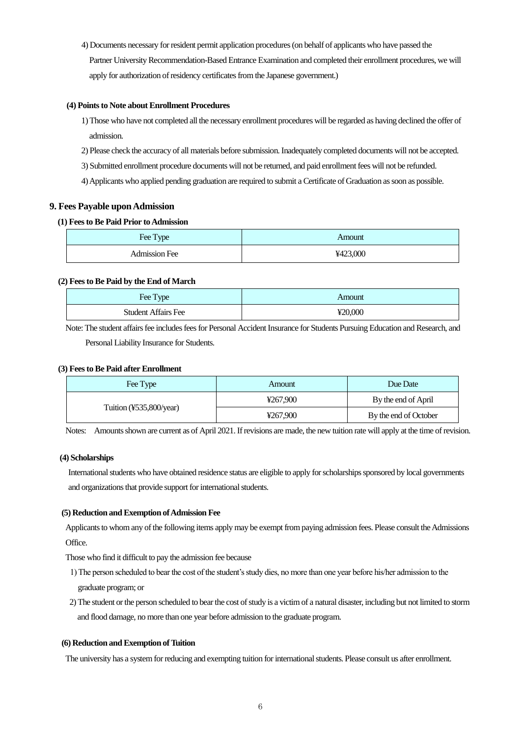4) Documents necessary for resident permit application procedures (on behalf of applicants who have passed the Partner University Recommendation-Based Entrance Examination and completed their enrollment procedures, we will apply for authorization of residency certificates from the Japanese government.)

**(4) Points to Note about Enrollment Procedures**

1) Those who have not completed all the necessary enrollment procedures will be regarded as having declined the offer of admission.

2) Please check the accuracy of all materials before submission. Inadequately completed documents will not be accepted.

3) Submitted enrollment procedure documents will not be returned, and paid enrollment fees will not be refunded.

4) Applicants who applied pending graduation are required to submit a Certificate of Graduation as soon as possible.

## 9. Fees Payable upon Admission

**(1) Fees to Be Paid Prior to Admission**

| Fee Type | Amount |
|---|---|
| Admission Fee | ¥423,000 |

**(2) Fees to Be Paid by the End of March**

| Fee Type | Amount |
|---|---|
| Student Affairs Fee | ¥20,000 |

Note: The student affairs fee includes fees for Personal Accident Insurance for Students Pursuing Education and Research, and Personal Liability Insurance for Students.

**(3) Fees to Be Paid after Enrollment**

| Fee Type | Amount | Due Date |
|---|---|---|
| Tuition (¥535,800/year) | ¥267,900 | By the end of April |
| | ¥267,900 | By the end of October |

Notes: Amounts shown are current as of April 2021. If revisions are made, the new tuition rate will apply at the time of revision.

**(4) Scholarships**

International students who have obtained residence status are eligible to apply for scholarships sponsored by local governments and organizations that provide support for international students.

**(5) Reduction and Exemption of Admission Fee**

Applicants to whom any of the following items apply may be exempt from paying admission fees. Please consult the Admissions Office.

Those who find it difficult to pay the admission fee because

1) The person scheduled to bear the cost of the student's study dies, no more than one year before his/her admission to the graduate program; or

2) The student or the person scheduled to bear the cost of study is a victim of a natural disaster, including but not limited to storm and flood damage, no more than one year before admission to the graduate program.

**(6) Reduction and Exemption of Tuition**

The university has a system for reducing and exempting tuition for international students. Please consult us after enrollment.